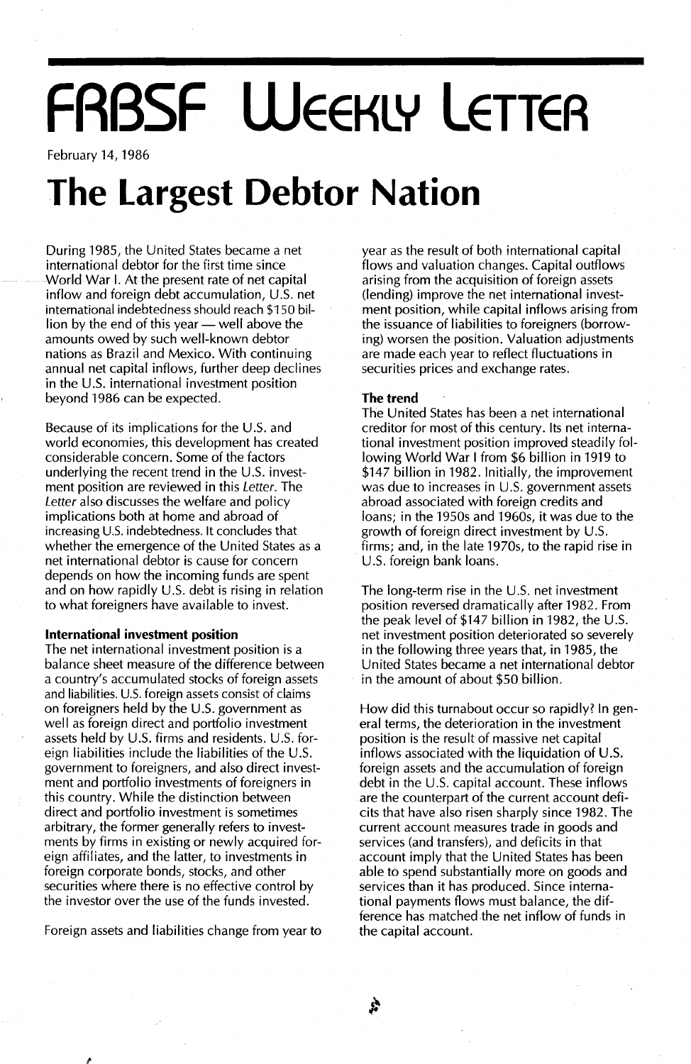# FRBSF Weekly Letter

February 14, 1986

# The Largest Debtor Nation

During 1985, the United States became a net international debtor for the first time since World War I. At the present rate of net capital inflow and foreign debt accumulation, U.S. net international indebtedness should reach $150 billion by the end of this year — well above the amounts owed by such well-known debtor nations as Brazil and Mexico. With continuing annual net capital inflows, further deep declines in the U.S. international investment position beyond 1986 can be expected.

Because of its implications for the U.S. and world economies, this development has created considerable concern. Some of the factors underlying the recent trend in the U.S. investment position are reviewed in this *Letter*. The *Letter* also discusses the welfare and policy implications both at home and abroad of increasing U.S. indebtedness. It concludes that whether the emergence of the United States as a net international debtor is cause for concern depends on how the incoming funds are spent and on how rapidly U.S. debt is rising in relation to what foreigners have available to invest.

### International investment position

The net international investment position is a balance sheet measure of the difference between a country's accumulated stocks of foreign assets and liabilities. U.S. foreign assets consist of claims on foreigners held by the U.S. government as well as foreign direct and portfolio investment assets held by U.S. firms and residents. U.S. foreign liabilities include the liabilities of the U.S. government to foreigners, and also direct investment and portfolio investments of foreigners in this country. While the distinction between direct and portfolio investment is sometimes arbitrary, the former generally refers to investments by firms in existing or newly acquired foreign affiliates, and the latter, to investments in foreign corporate bonds, stocks, and other securities where there is no effective control by the investor over the use of the funds invested.

Foreign assets and liabilities change from year to year as the result of both international capital flows and valuation changes. Capital outflows arising from the acquisition of foreign assets (lending) improve the net international investment position, while capital inflows arising from the issuance of liabilities to foreigners (borrowing) worsen the position. Valuation adjustments are made each year to reflect fluctuations in securities prices and exchange rates.

### The trend

The United States has been a net international creditor for most of this century. Its net international investment position improved steadily following World War I from $6 billion in 1919 to $147 billion in 1982. Initially, the improvement was due to increases in U.S. government assets abroad associated with foreign credits and loans; in the 1950s and 1960s, it was due to the growth of foreign direct investment by U.S. firms; and, in the late 1970s, to the rapid rise in U.S. foreign bank loans.

The long-term rise in the U.S. net investment position reversed dramatically after 1982. From the peak level of $147 billion in 1982, the U.S. net investment position deteriorated so severely in the following three years that, in 1985, the United States became a net international debtor in the amount of about $50 billion.

How did this turnabout occur so rapidly? In general terms, the deterioration in the investment position is the result of massive net capital inflows associated with the liquidation of U.S. foreign assets and the accumulation of foreign debt in the U.S. capital account. These inflows are the counterpart of the current account deficits that have also risen sharply since 1982. The current account measures trade in goods and services (and transfers), and deficits in that account imply that the United States has been able to spend substantially more on goods and services than it has produced. Since international payments flows must balance, the difference has matched the net inflow of funds in the capital account.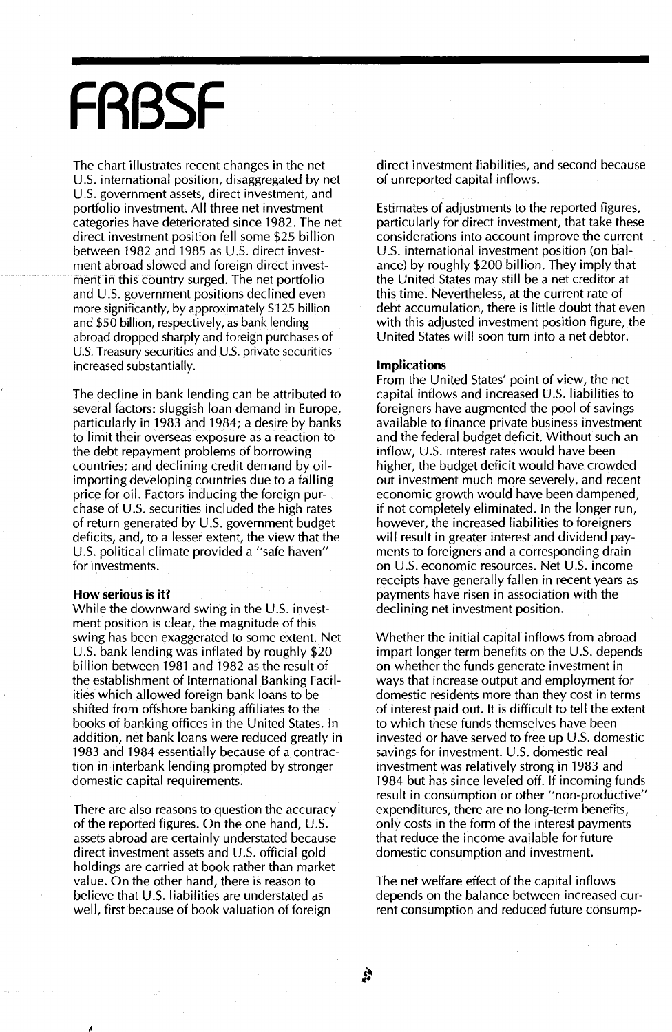# FRBSF

The chart illustrates recent changes in the net U.S. international position, disaggregated by net U.S. government assets, direct investment, and portfolio investment. All three net investment categories have deteriorated since 1982. The net direct investment position fell some $25 billion between 1982 and 1985 as U.S. direct investment abroad slowed and foreign direct investment in this country surged. The net portfolio and U.S. government positions declined even more significantly, by approximately $125 billion and $50 billion, respectively, as bank lending abroad dropped sharply and foreign purchases of U.S. Treasury securities and U.S. private securities increased substantially.

The decline in bank lending can be attributed to several factors: sluggish loan demand in Europe, particularly in 1983 and 1984; a desire by banks to limit their overseas exposure as a reaction to the debt repayment problems of borrowing countries; and declining credit demand by oil-importing developing countries due to a falling price for oil. Factors inducing the foreign purchase of U.S. securities included the high rates of return generated by U.S. government budget deficits, and, to a lesser extent, the view that the U.S. political climate provided a "safe haven" for investments.

**How serious is it?**

While the downward swing in the U.S. investment position is clear, the magnitude of this swing has been exaggerated to some extent. Net U.S. bank lending was inflated by roughly $20 billion between 1981 and 1982 as the result of the establishment of International Banking Facilities which allowed foreign bank loans to be shifted from offshore banking affiliates to the books of banking offices in the United States. In addition, net bank loans were reduced greatly in 1983 and 1984 essentially because of a contraction in interbank lending prompted by stronger domestic capital requirements.

There are also reasons to question the accuracy of the reported figures. On the one hand, U.S. assets abroad are certainly understated because direct investment assets and U.S. official gold holdings are carried at book rather than market value. On the other hand, there is reason to believe that U.S. liabilities are understated as well, first because of book valuation of foreign direct investment liabilities, and second because of unreported capital inflows.

Estimates of adjustments to the reported figures, particularly for direct investment, that take these considerations into account improve the current U.S. international investment position (on balance) by roughly $200 billion. They imply that the United States may still be a net creditor at this time. Nevertheless, at the current rate of debt accumulation, there is little doubt that even with this adjusted investment position figure, the United States will soon turn into a net debtor.

**Implications**

From the United States' point of view, the net capital inflows and increased U.S. liabilities to foreigners have augmented the pool of savings available to finance private business investment and the federal budget deficit. Without such an inflow, U.S. interest rates would have been higher, the budget deficit would have crowded out investment much more severely, and recent economic growth would have been dampened, if not completely eliminated. In the longer run, however, the increased liabilities to foreigners will result in greater interest and dividend payments to foreigners and a corresponding drain on U.S. economic resources. Net U.S. income receipts have generally fallen in recent years as payments have risen in association with the declining net investment position.

Whether the initial capital inflows from abroad impart longer term benefits on the U.S. depends on whether the funds generate investment in ways that increase output and employment for domestic residents more than they cost in terms of interest paid out. It is difficult to tell the extent to which these funds themselves have been invested or have served to free up U.S. domestic savings for investment. U.S. domestic real investment was relatively strong in 1983 and 1984 but has since leveled off. If incoming funds result in consumption or other "non-productive" expenditures, there are no long-term benefits, only costs in the form of the interest payments that reduce the income available for future domestic consumption and investment.

The net welfare effect of the capital inflows depends on the balance between increased current consumption and reduced future consump-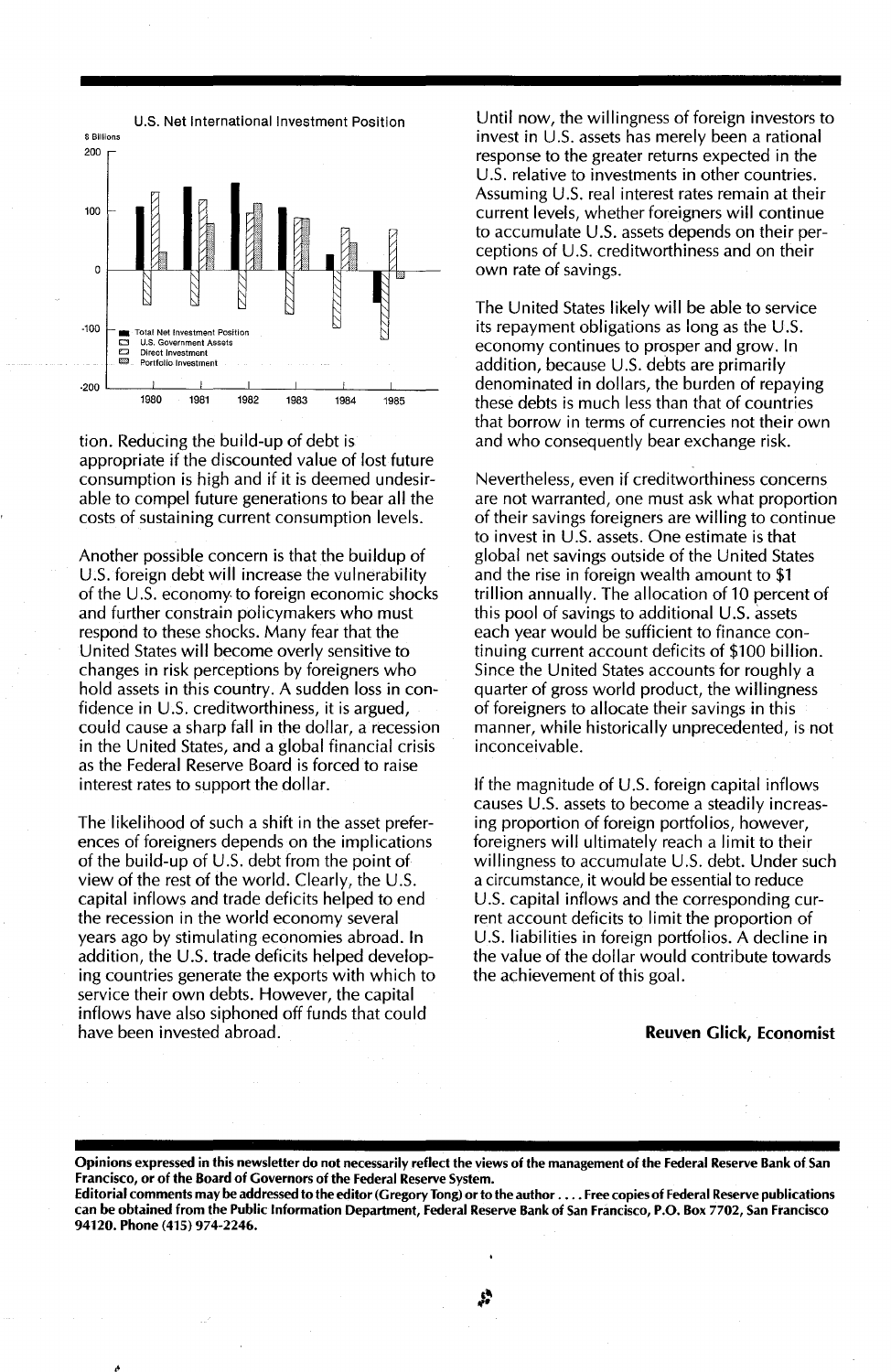U.S. Net International Investment Position

$ Billions

- Total Net Investment Position
- U.S. Government Assets
- Direct Investment
- Portfolio Investment

tion. Reducing the build-up of debt is appropriate if the discounted value of lost future consumption is high and if it is deemed undesirable to compel future generations to bear all the costs of sustaining current consumption levels.

Another possible concern is that the buildup of U.S. foreign debt will increase the vulnerability of the U.S. economy to foreign economic shocks and further constrain policymakers who must respond to these shocks. Many fear that the United States will become overly sensitive to changes in risk perceptions by foreigners who hold assets in this country. A sudden loss in confidence in U.S. creditworthiness, it is argued, could cause a sharp fall in the dollar, a recession in the United States, and a global financial crisis as the Federal Reserve Board is forced to raise interest rates to support the dollar.

The likelihood of such a shift in the asset preferences of foreigners depends on the implications of the build-up of U.S. debt from the point of view of the rest of the world. Clearly, the U.S. capital inflows and trade deficits helped to end the recession in the world economy several years ago by stimulating economies abroad. In addition, the U.S. trade deficits helped developing countries generate the exports with which to service their own debts. However, the capital inflows have also siphoned off funds that could have been invested abroad.

Until now, the willingness of foreign investors to invest in U.S. assets has merely been a rational response to the greater returns expected in the U.S. relative to investments in other countries. Assuming U.S. real interest rates remain at their current levels, whether foreigners will continue to accumulate U.S. assets depends on their perceptions of U.S. creditworthiness and on their own rate of savings.

The United States likely will be able to service its repayment obligations as long as the U.S. economy continues to prosper and grow. In addition, because U.S. debts are primarily denominated in dollars, the burden of repaying these debts is much less than that of countries that borrow in terms of currencies not their own and who consequently bear exchange risk.

Nevertheless, even if creditworthiness concerns are not warranted, one must ask what proportion of their savings foreigners are willing to continue to invest in U.S. assets. One estimate is that global net savings outside of the United States and the rise in foreign wealth amount to $1 trillion annually. The allocation of 10 percent of this pool of savings to additional U.S. assets each year would be sufficient to finance continuing current account deficits of $100 billion. Since the United States accounts for roughly a quarter of gross world product, the willingness of foreigners to allocate their savings in this manner, while historically unprecedented, is not inconceivable.

If the magnitude of U.S. foreign capital inflows causes U.S. assets to become a steadily increasing proportion of foreign portfolios, however, foreigners will ultimately reach a limit to their willingness to accumulate U.S. debt. Under such a circumstance, it would be essential to reduce U.S. capital inflows and the corresponding current account deficits to limit the proportion of U.S. liabilities in foreign portfolios. A decline in the value of the dollar would contribute towards the achievement of this goal.

**Reuven Glick, Economist**

**Opinions expressed in this newsletter do not necessarily reflect the views of the management of the Federal Reserve Bank of San Francisco, or of the Board of Governors of the Federal Reserve System.**

**Editorial comments may be addressed to the editor (Gregory Tong) or to the author . . . . Free copies of Federal Reserve publications can be obtained from the Public Information Department, Federal Reserve Bank of San Francisco, P.O. Box 7702, San Francisco 94120. Phone (415) 974-2246.**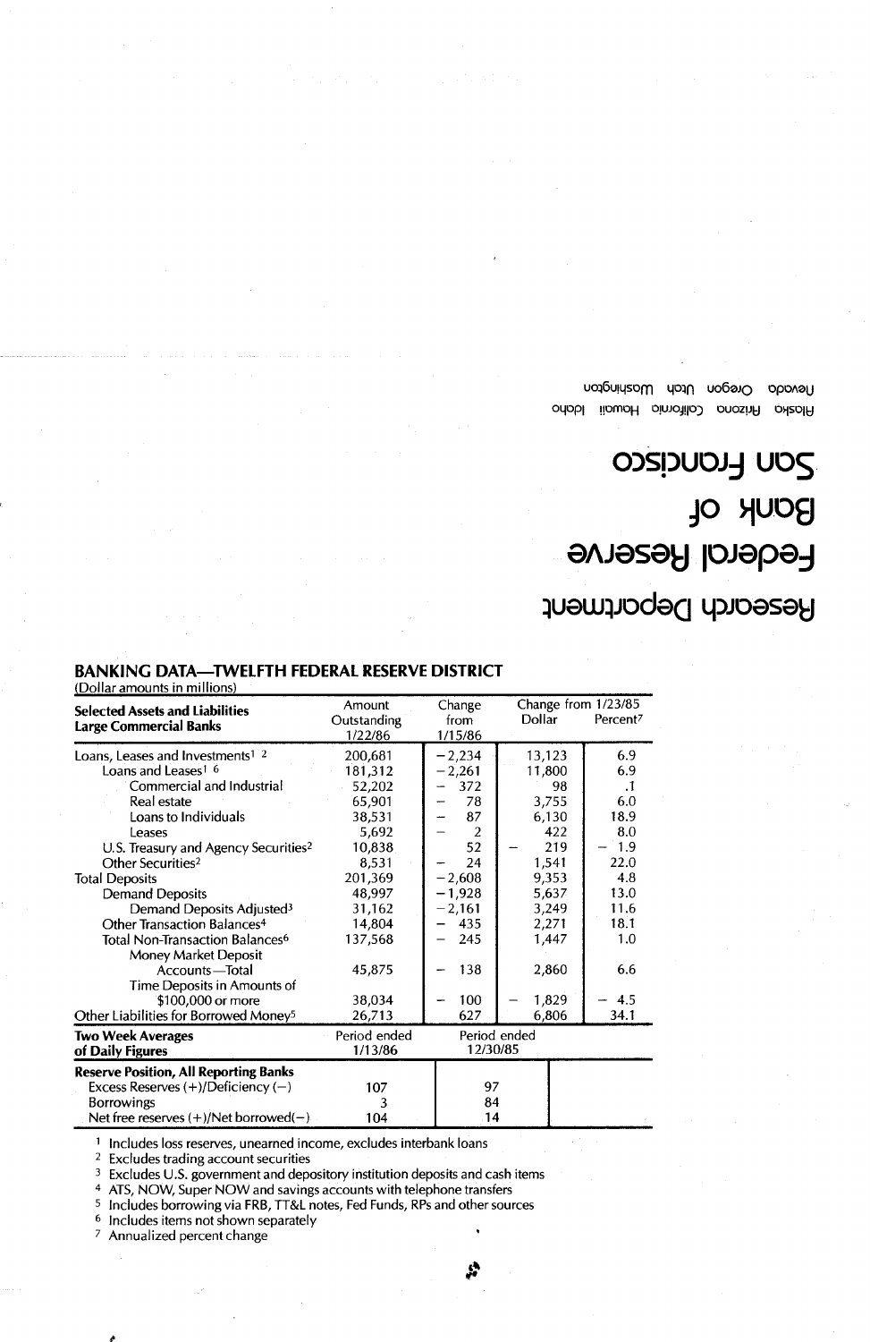Research Department

Federal Reserve

Bank of

San Francisco

Alaska Arizona California Hawaii Idaho

Nevada Oregon Utah Washington

## BANKING DATA—TWELFTH FEDERAL RESERVE DISTRICT

(Dollar amounts in millions)

| Selected Assets and Liabilities Large Commercial Banks | Amount Outstanding 1/22/86 | Change from 1/15/86 | Change from 1/23/85 Dollar | Change from 1/23/85 Percent[7] |
|---|---|---|---|---|
| Loans, Leases and Investments[1 2] | 200,681 | -2,234 | 13,123 | 6.9 |
| Loans and Leases[1 6] | 181,312 | -2,261 | 11,800 | 6.9 |
| Commercial and Industrial | 52,202 | - 372 | 98 | .1 |
| Real estate | 65,901 | - 78 | 3,755 | 6.0 |
| Loans to Individuals | 38,531 | - 87 | 6,130 | 18.9 |
| Leases | 5,692 | - 2 | 422 | 8.0 |
| U.S. Treasury and Agency Securities[2] | 10,838 | 52 | - 219 | - 1.9 |
| Other Securities[2] | 8,531 | - 24 | 1,541 | 22.0 |
| Total Deposits | 201,369 | -2,608 | 9,353 | 4.8 |
| Demand Deposits | 48,997 | -1,928 | 5,637 | 13.0 |
| Demand Deposits Adjusted[3] | 31,162 | -2,161 | 3,249 | 11.6 |
| Other Transaction Balances[4] | 14,804 | - 435 | 2,271 | 18.1 |
| Total Non-Transaction Balances[6] | 137,568 | - 245 | 1,447 | 1.0 |
| Money Market Deposit Accounts—Total | 45,875 | - 138 | 2,860 | 6.6 |
| Time Deposits in Amounts of $100,000 or more | 38,034 | - 100 | - 1,829 | - 4.5 |
| Other Liabilities for Borrowed Money[5] | 26,713 | 627 | 6,806 | 34.1 |

| Two Week Averages of Daily Figures | Period ended 1/13/86 | Period ended 12/30/85 |
|---|---|---|
| **Reserve Position, All Reporting Banks** | | |
| Excess Reserves (+)/Deficiency (−) | 107 | 97 |
| Borrowings | 3 | 84 |
| Net free reserves (+)/Net borrowed(−) | 104 | 14 |

[1] Includes loss reserves, unearned income, excludes interbank loans
[2] Excludes trading account securities
[3] Excludes U.S. government and depository institution deposits and cash items
[4] ATS, NOW, Super NOW and savings accounts with telephone transfers
[5] Includes borrowing via FRB, TT&L notes, Fed Funds, RPs and other sources
[6] Includes items not shown separately
[7] Annualized percent change